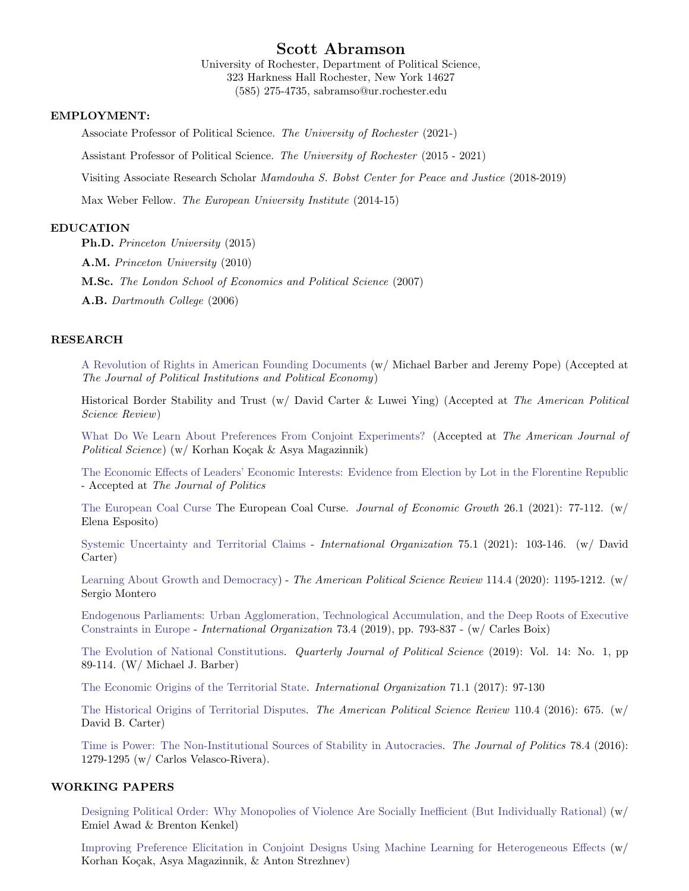# Scott Abramson

University of Rochester, Department of Political Science,
323 Harkness Hall Rochester, New York 14627
(585) 275-4735, sabramso@ur.rochester.edu

## EMPLOYMENT:

Associate Professor of Political Science. *The University of Rochester* (2021-)

Assistant Professor of Political Science. *The University of Rochester* (2015 - 2021)

Visiting Associate Research Scholar *Mamdouha S. Bobst Center for Peace and Justice* (2018-2019)

Max Weber Fellow. *The European University Institute* (2014-15)

## EDUCATION

**Ph.D.** *Princeton University* (2015)

**A.M.** *Princeton University* (2010)

**M.Sc.** *The London School of Economics and Political Science* (2007)

**A.B.** *Dartmouth College* (2006)

## RESEARCH

A Revolution of Rights in American Founding Documents (w/ Michael Barber and Jeremy Pope) (Accepted at *The Journal of Political Institutions and Political Economy*)

Historical Border Stability and Trust (w/ David Carter & Luwei Ying) (Accepted at *The American Political Science Review*)

What Do We Learn About Preferences From Conjoint Experiments? (Accepted at *The American Journal of Political Science*) (w/ Korhan Koçak & Asya Magazinnik)

The Economic Effects of Leaders' Economic Interests: Evidence from Election by Lot in the Florentine Republic - Accepted at *The Journal of Politics*

The European Coal Curse The European Coal Curse. *Journal of Economic Growth* 26.1 (2021): 77-112. (w/ Elena Esposito)

Systemic Uncertainty and Territorial Claims - *International Organization* 75.1 (2021): 103-146. (w/ David Carter)

Learning About Growth and Democracy) - *The American Political Science Review* 114.4 (2020): 1195-1212. (w/ Sergio Montero

Endogenous Parliaments: Urban Agglomeration, Technological Accumulation, and the Deep Roots of Executive Constraints in Europe - *International Organization* 73.4 (2019), pp. 793-837 - (w/ Carles Boix)

The Evolution of National Constitutions. *Quarterly Journal of Political Science* (2019): Vol. 14: No. 1, pp 89-114. (W/ Michael J. Barber)

The Economic Origins of the Territorial State. *International Organization* 71.1 (2017): 97-130

The Historical Origins of Territorial Disputes. *The American Political Science Review* 110.4 (2016): 675. (w/ David B. Carter)

Time is Power: The Non-Institutional Sources of Stability in Autocracies. *The Journal of Politics* 78.4 (2016): 1279-1295 (w/ Carlos Velasco-Rivera).

## WORKING PAPERS

Designing Political Order: Why Monopolies of Violence Are Socially Inefficient (But Individually Rational) (w/ Emiel Awad & Brenton Kenkel)

Improving Preference Elicitation in Conjoint Designs Using Machine Learning for Heterogeneous Effects (w/ Korhan Koçak, Asya Magazinnik, & Anton Strezhnev)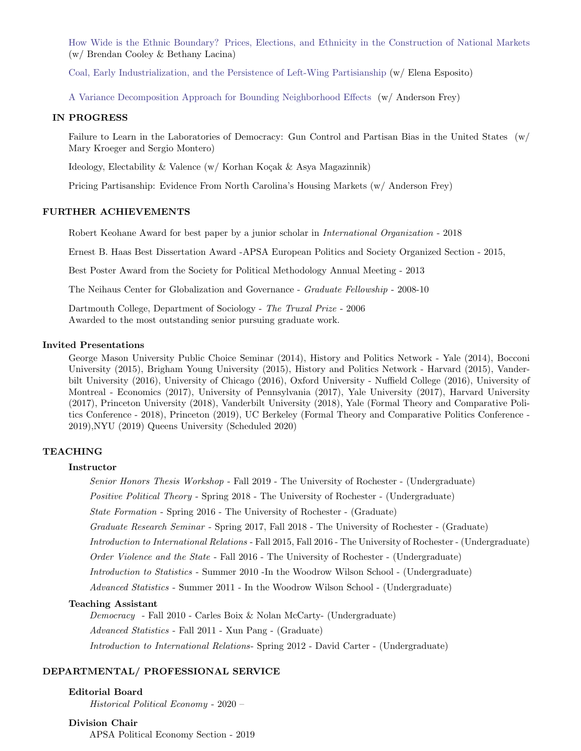How Wide is the Ethnic Boundary? Prices, Elections, and Ethnicity in the Construction of National Markets (w/ Brendan Cooley & Bethany Lacina)

Coal, Early Industrialization, and the Persistence of Left-Wing Partisianship (w/ Elena Esposito)

A Variance Decomposition Approach for Bounding Neighborhood Effects (w/ Anderson Frey)

### IN PROGRESS

Failure to Learn in the Laboratories of Democracy: Gun Control and Partisan Bias in the United States (w/ Mary Kroeger and Sergio Montero)

Ideology, Electability & Valence (w/ Korhan Koçak & Asya Magazinnik)

Pricing Partisanship: Evidence From North Carolina's Housing Markets (w/ Anderson Frey)

## FURTHER ACHIEVEMENTS

Robert Keohane Award for best paper by a junior scholar in *International Organization* - 2018

Ernest B. Haas Best Dissertation Award -APSA European Politics and Society Organized Section - 2015,

Best Poster Award from the Society for Political Methodology Annual Meeting - 2013

The Neihaus Center for Globalization and Governance - *Graduate Fellowship* - 2008-10

Dartmouth College, Department of Sociology - *The Truxal Prize* - 2006
Awarded to the most outstanding senior pursuing graduate work.

### Invited Presentations

George Mason University Public Choice Seminar (2014), History and Politics Network - Yale (2014), Bocconi University (2015), Brigham Young University (2015), History and Politics Network - Harvard (2015), Vanderbilt University (2016), University of Chicago (2016), Oxford University - Nuffield College (2016), University of Montreal - Economics (2017), University of Pennsylvania (2017), Yale University (2017), Harvard University (2017), Princeton University (2018), Vanderbilt University (2018), Yale (Formal Theory and Comparative Politics Conference - 2018), Princeton (2019), UC Berkeley (Formal Theory and Comparative Politics Conference - 2019),NYU (2019) Queens University (Scheduled 2020)

## TEACHING

### Instructor

*Senior Honors Thesis Workshop* - Fall 2019 - The University of Rochester - (Undergraduate)

*Positive Political Theory* - Spring 2018 - The University of Rochester - (Undergraduate)

*State Formation* - Spring 2016 - The University of Rochester - (Graduate)

*Graduate Research Seminar* - Spring 2017, Fall 2018 - The University of Rochester - (Graduate)

*Introduction to International Relations* - Fall 2015, Fall 2016 - The University of Rochester - (Undergraduate)

*Order Violence and the State* - Fall 2016 - The University of Rochester - (Undergraduate)

*Introduction to Statistics* - Summer 2010 -In the Woodrow Wilson School - (Undergraduate)

*Advanced Statistics* - Summer 2011 - In the Woodrow Wilson School - (Undergraduate)

### Teaching Assistant

*Democracy* - Fall 2010 - Carles Boix & Nolan McCarty- (Undergraduate)

*Advanced Statistics* - Fall 2011 - Xun Pang - (Graduate)

*Introduction to International Relations*- Spring 2012 - David Carter - (Undergraduate)

## DEPARTMENTAL/ PROFESSIONAL SERVICE

### Editorial Board

*Historical Political Economy* - 2020 –

### Division Chair

APSA Political Economy Section - 2019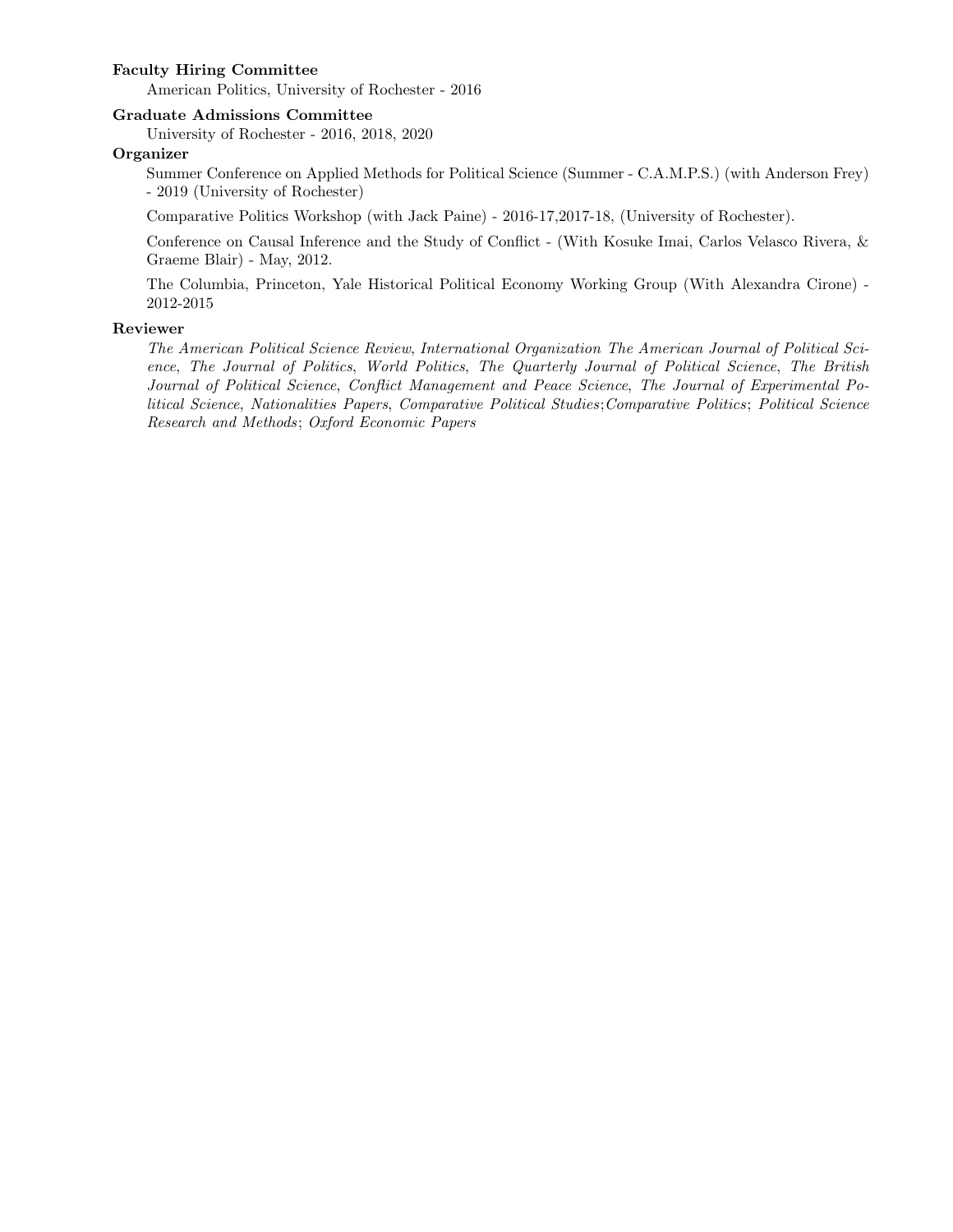**Faculty Hiring Committee**

American Politics, University of Rochester - 2016

**Graduate Admissions Committee**

University of Rochester - 2016, 2018, 2020

**Organizer**

Summer Conference on Applied Methods for Political Science (Summer - C.A.M.P.S.) (with Anderson Frey) - 2019 (University of Rochester)

Comparative Politics Workshop (with Jack Paine) - 2016-17,2017-18, (University of Rochester).

Conference on Causal Inference and the Study of Conflict - (With Kosuke Imai, Carlos Velasco Rivera, & Graeme Blair) - May, 2012.

The Columbia, Princeton, Yale Historical Political Economy Working Group (With Alexandra Cirone) - 2012-2015

**Reviewer**

*The American Political Science Review*, *International Organization The American Journal of Political Science*, *The Journal of Politics*, *World Politics*, *The Quarterly Journal of Political Science*, *The British Journal of Political Science*, *Conflict Management and Peace Science*, *The Journal of Experimental Political Science*, *Nationalities Papers*, *Comparative Political Studies*;*Comparative Politics*; *Political Science Research and Methods*; *Oxford Economic Papers*